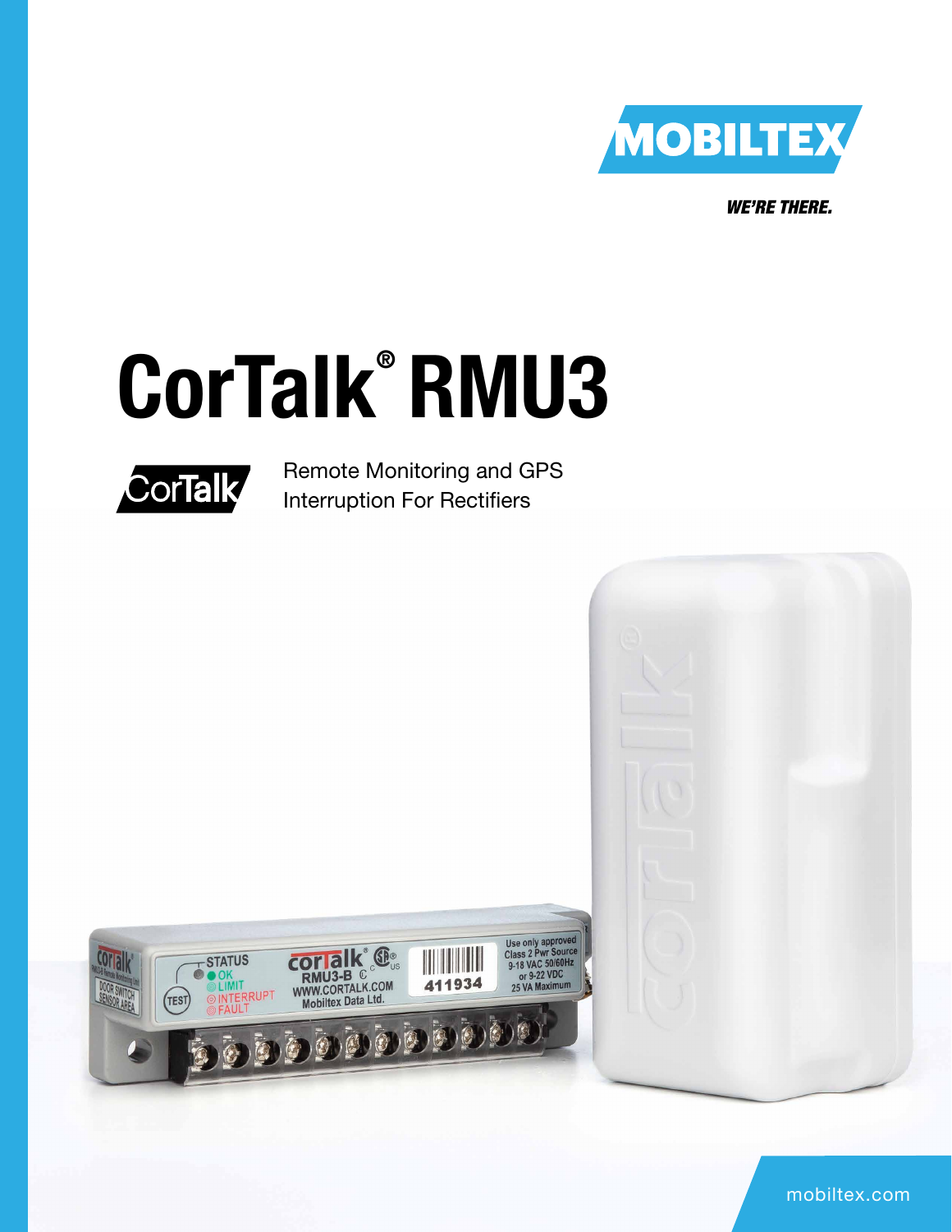MOBILTEX

*WE'RE THERE.*

# CorTalk® RMU3

CorTalk

Remote Monitoring and GPS Interruption For Rectifiers

mobiltex.com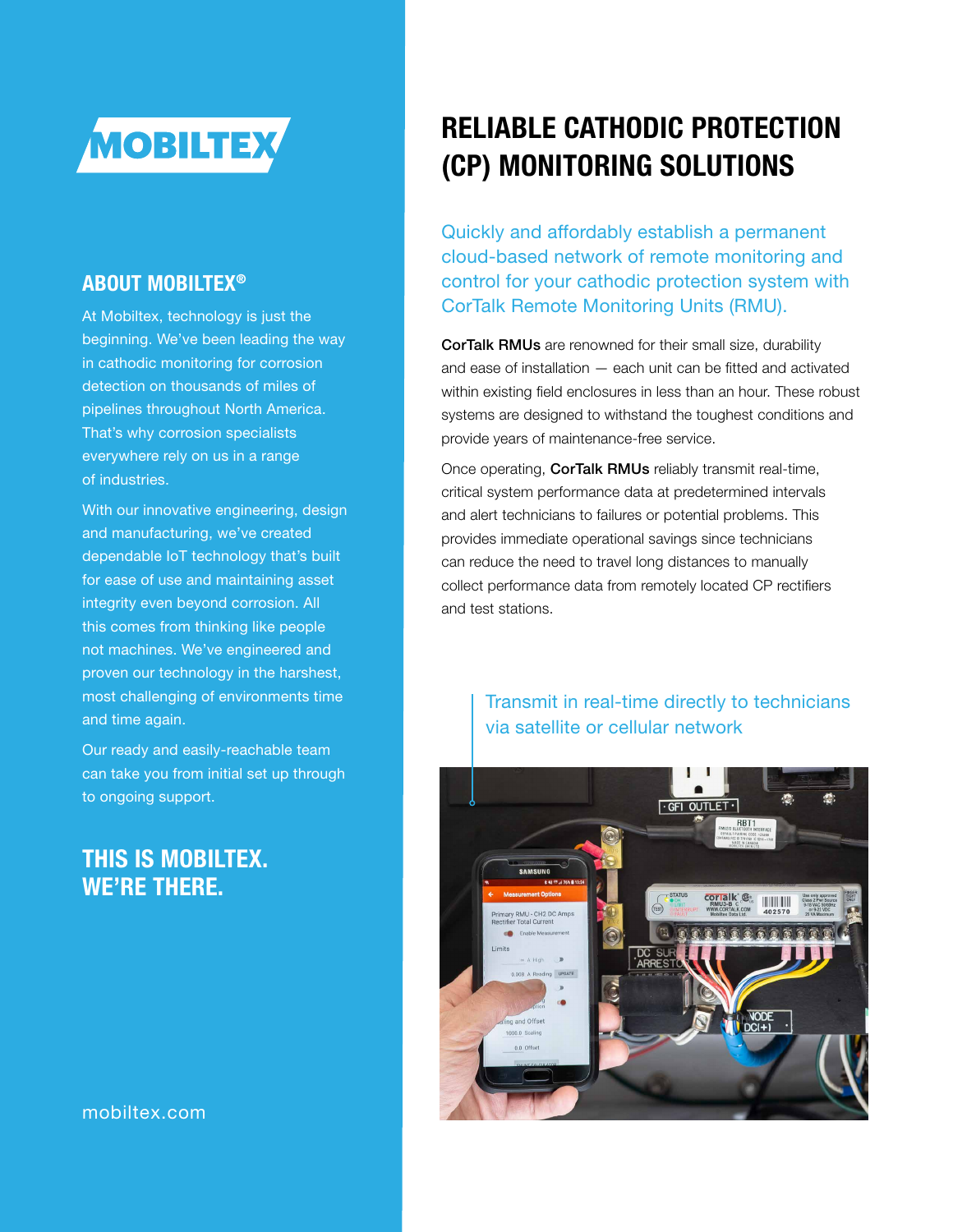# RELIABLE CATHODIC PROTECTION (CP) MONITORING SOLUTIONS

Quickly and affordably establish a permanent cloud-based network of remote monitoring and control for your cathodic protection system with CorTalk Remote Monitoring Units (RMU).

**CorTalk RMUs** are renowned for their small size, durability and ease of installation — each unit can be fitted and activated within existing field enclosures in less than an hour. These robust systems are designed to withstand the toughest conditions and provide years of maintenance-free service.

Once operating, **CorTalk RMUs** reliably transmit real-time, critical system performance data at predetermined intervals and alert technicians to failures or potential problems. This provides immediate operational savings since technicians can reduce the need to travel long distances to manually collect performance data from remotely located CP rectifiers and test stations.

Transmit in real-time directly to technicians via satellite or cellular network

## ABOUT MOBILTEX®

At Mobiltex, technology is just the beginning. We've been leading the way in cathodic monitoring for corrosion detection on thousands of miles of pipelines throughout North America. That's why corrosion specialists everywhere rely on us in a range of industries.

With our innovative engineering, design and manufacturing, we've created dependable IoT technology that's built for ease of use and maintaining asset integrity even beyond corrosion. All this comes from thinking like people not machines. We've engineered and proven our technology in the harshest, most challenging of environments time and time again.

Our ready and easily-reachable team can take you from initial set up through to ongoing support.

## THIS IS MOBILTEX. WE'RE THERE.

mobiltex.com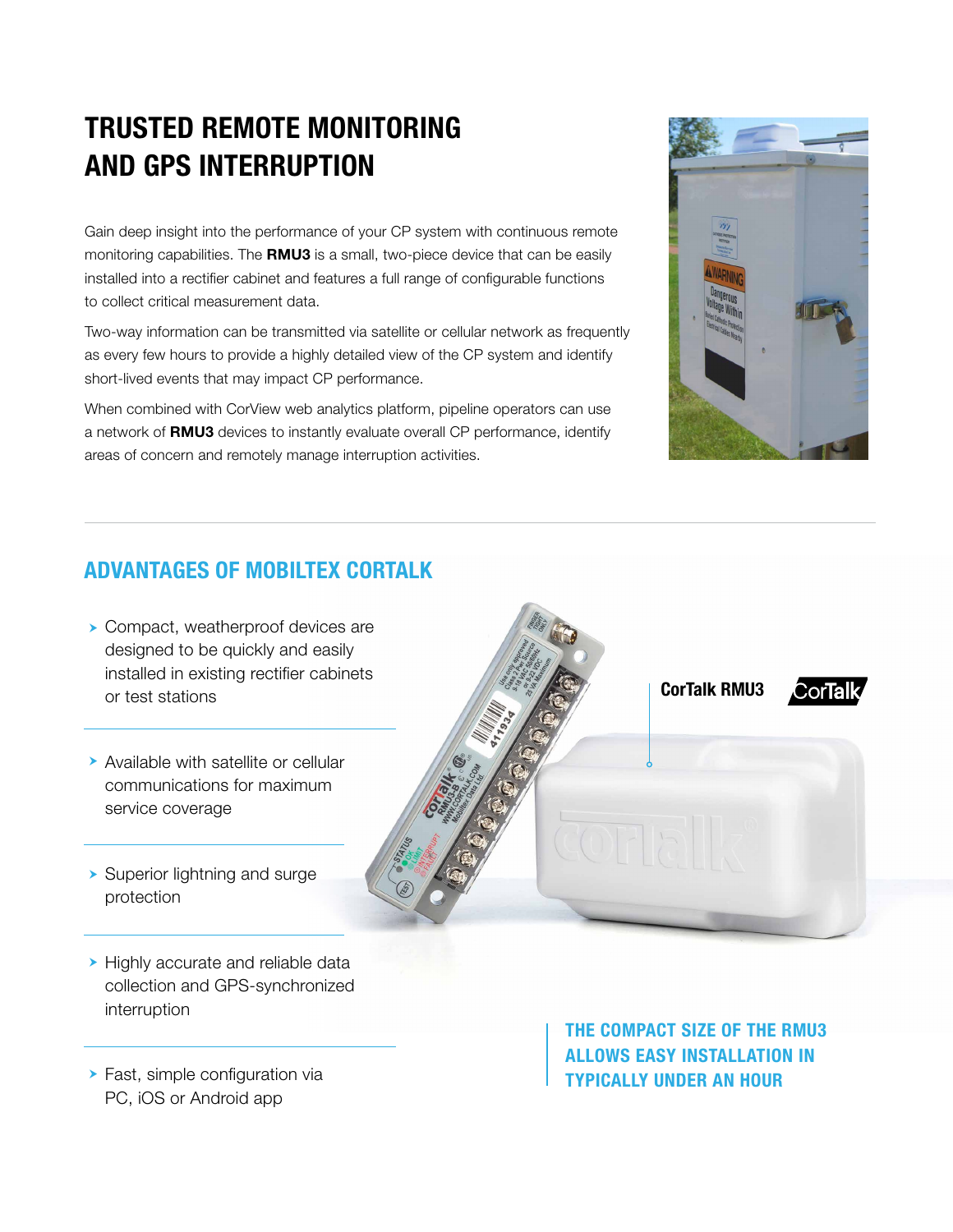# TRUSTED REMOTE MONITORING AND GPS INTERRUPTION

Gain deep insight into the performance of your CP system with continuous remote monitoring capabilities. The **RMU3** is a small, two-piece device that can be easily installed into a rectifier cabinet and features a full range of configurable functions to collect critical measurement data.

Two-way information can be transmitted via satellite or cellular network as frequently as every few hours to provide a highly detailed view of the CP system and identify short-lived events that may impact CP performance.

When combined with CorView web analytics platform, pipeline operators can use a network of **RMU3** devices to instantly evaluate overall CP performance, identify areas of concern and remotely manage interruption activities.

## ADVANTAGES OF MOBILTEX CORTALK

- Compact, weatherproof devices are designed to be quickly and easily installed in existing rectifier cabinets or test stations
- Available with satellite or cellular communications for maximum service coverage
- Superior lightning and surge protection
- Highly accurate and reliable data collection and GPS-synchronized interruption
- Fast, simple configuration via PC, iOS or Android app

CorTalk RMU3

**THE COMPACT SIZE OF THE RMU3 ALLOWS EASY INSTALLATION IN TYPICALLY UNDER AN HOUR**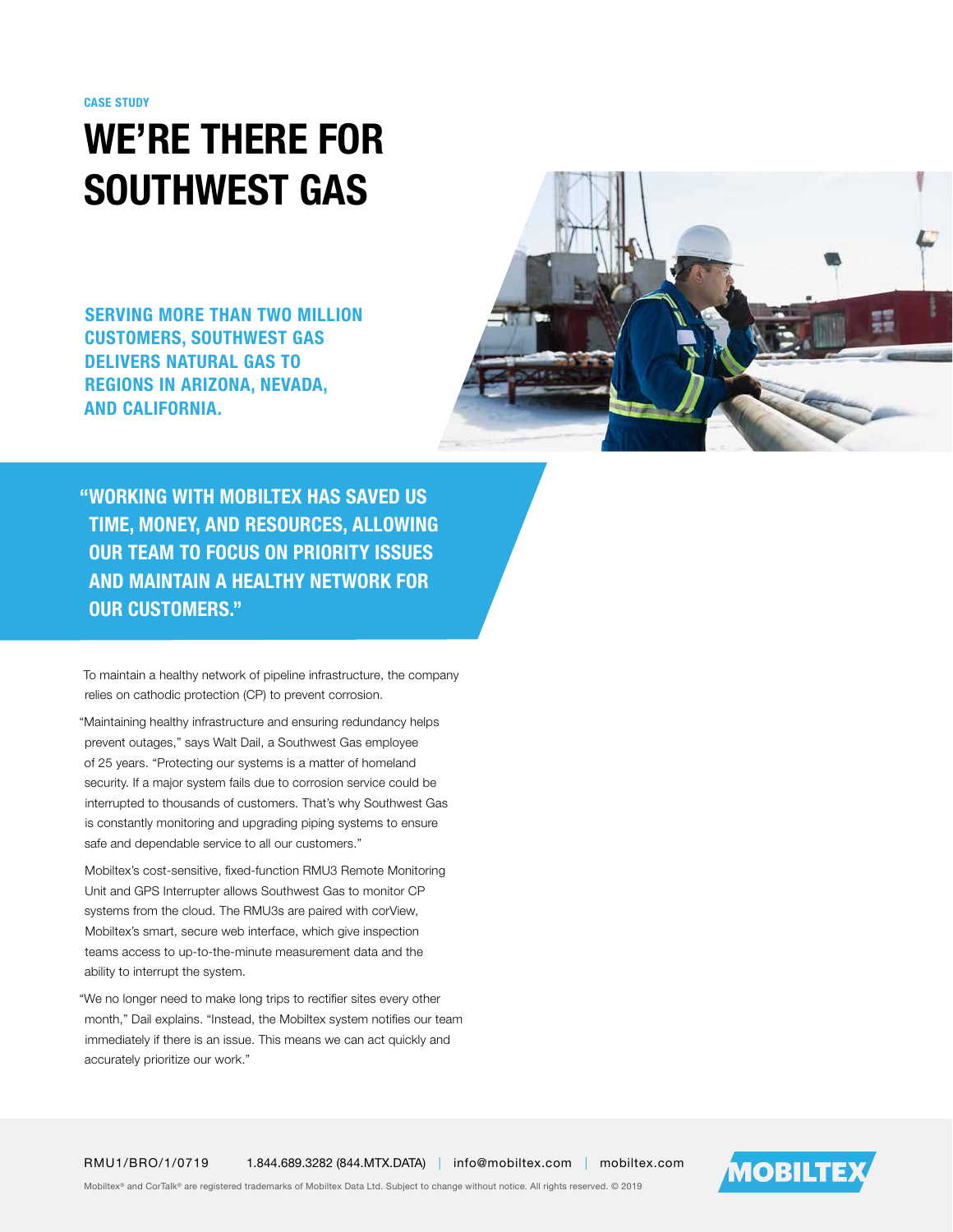CASE STUDY

# WE'RE THERE FOR SOUTHWEST GAS

**SERVING MORE THAN TWO MILLION CUSTOMERS, SOUTHWEST GAS DELIVERS NATURAL GAS TO REGIONS IN ARIZONA, NEVADA, AND CALIFORNIA.**

**"WORKING WITH MOBILTEX HAS SAVED US TIME, MONEY, AND RESOURCES, ALLOWING OUR TEAM TO FOCUS ON PRIORITY ISSUES AND MAINTAIN A HEALTHY NETWORK FOR OUR CUSTOMERS."**

To maintain a healthy network of pipeline infrastructure, the company relies on cathodic protection (CP) to prevent corrosion.

"Maintaining healthy infrastructure and ensuring redundancy helps prevent outages," says Walt Dail, a Southwest Gas employee of 25 years. "Protecting our systems is a matter of homeland security. If a major system fails due to corrosion service could be interrupted to thousands of customers. That's why Southwest Gas is constantly monitoring and upgrading piping systems to ensure safe and dependable service to all our customers."

Mobiltex's cost-sensitive, fixed-function RMU3 Remote Monitoring Unit and GPS Interrupter allows Southwest Gas to monitor CP systems from the cloud. The RMU3s are paired with corView, Mobiltex's smart, secure web interface, which give inspection teams access to up-to-the-minute measurement data and the ability to interrupt the system.

"We no longer need to make long trips to rectifier sites every other month," Dail explains. "Instead, the Mobiltex system notifies our team immediately if there is an issue. This means we can act quickly and accurately prioritize our work."

RMU1/BRO/1/0719 1.844.689.3282 (844.MTX.DATA) | info@mobiltex.com | mobiltex.com

Mobiltex® and CorTalk® are registered trademarks of Mobiltex Data Ltd. Subject to change without notice. All rights reserved. © 2019

MOBILTEX